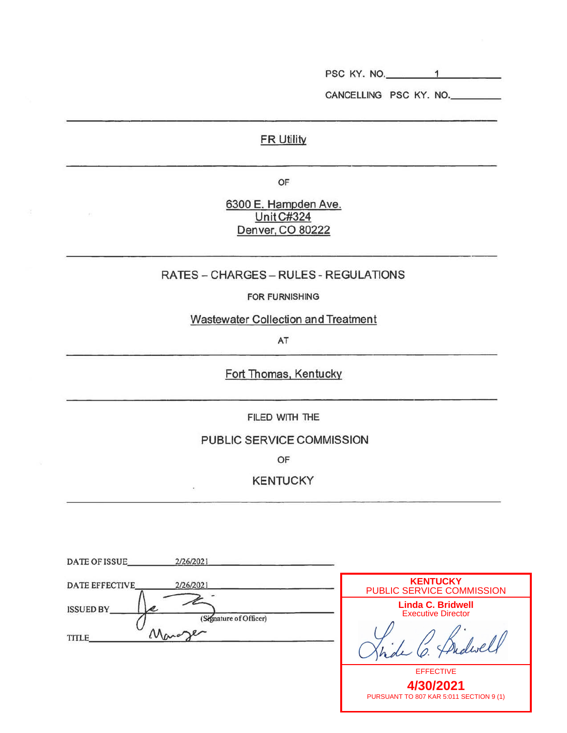PSC KY. NO. 1

CANCELLING PSC KY. NO.\_\_\_\_\_\_\_\_\_

---

FR Utility

---

OF

6300 E. Hampden Ave.
Unit C#324
Denver, CO 80222

---

RATES – CHARGES – RULES - REGULATIONS

FOR FURNISHING

Wastewater Collection and Treatment

AT

---

Fort Thomas, Kentucky

---

FILED WITH THE

PUBLIC SERVICE COMMISSION

OF

KENTUCKY

---

DATE OF ISSUE 2/26/2021

DATE EFFECTIVE 2/26/2021

ISSUED BY \_\_\_\_\_\_\_\_\_\_ (Signature of Officer)

TITLE Manager

**KENTUCKY**
PUBLIC SERVICE COMMISSION

**Linda C. Bridwell**
Executive Director

EFFECTIVE

**4/30/2021**

PURSUANT TO 807 KAR 5:011 SECTION 9 (1)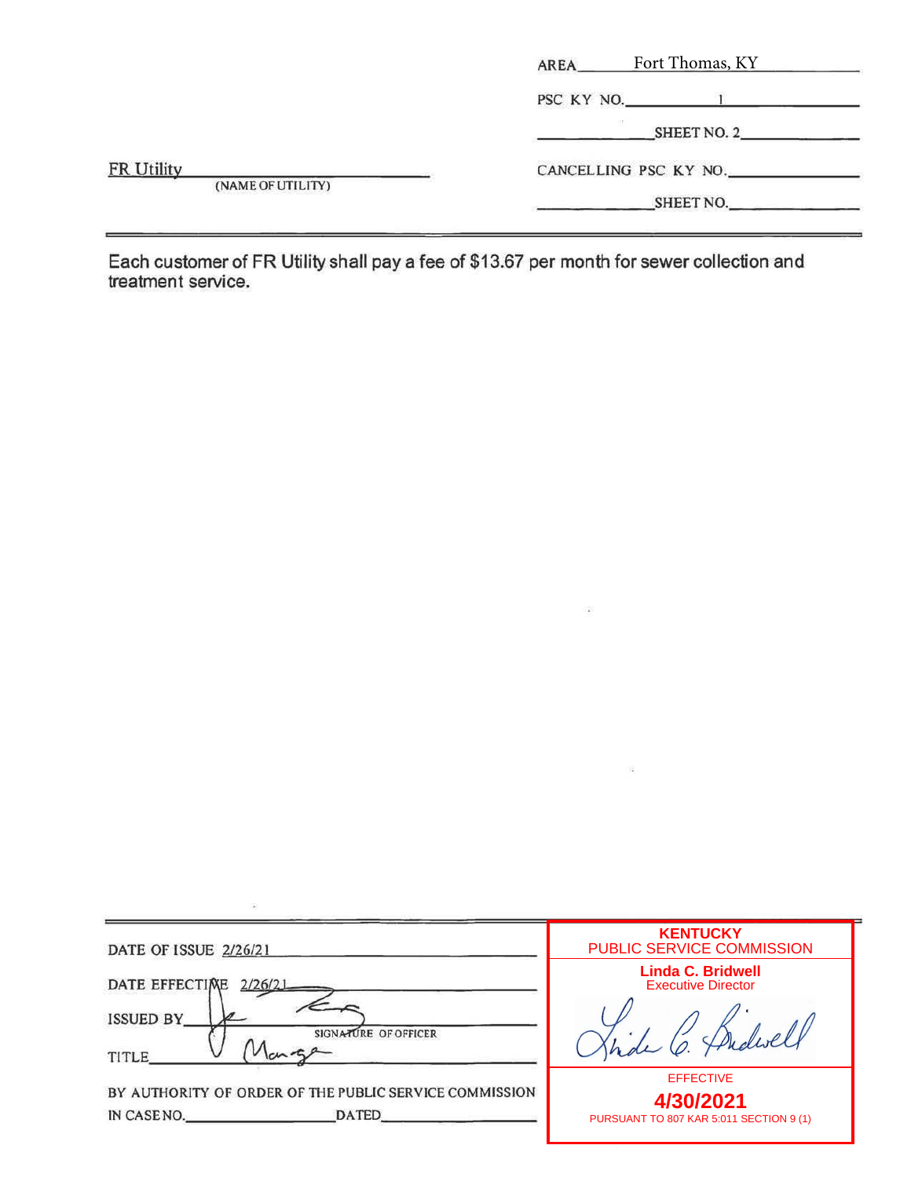FR Utility
(NAME OF UTILITY)

AREA Fort Thomas, KY

PSC KY NO. 1

SHEET NO. 2

CANCELLING PSC KY NO.

SHEET NO.

---

Each customer of FR Utility shall pay a fee of $13.67 per month for sewer collection and treatment service.

---

DATE OF ISSUE 2/26/21

DATE EFFECTIVE 2/26/21

ISSUED BY
SIGNATURE OF OFFICER

TITLE Manager

BY AUTHORITY OF ORDER OF THE PUBLIC SERVICE COMMISSION

IN CASE NO. DATED

**KENTUCKY**
PUBLIC SERVICE COMMISSION

**Linda C. Bridwell**
Executive Director

EFFECTIVE

**4/30/2021**

PURSUANT TO 807 KAR 5:011 SECTION 9 (1)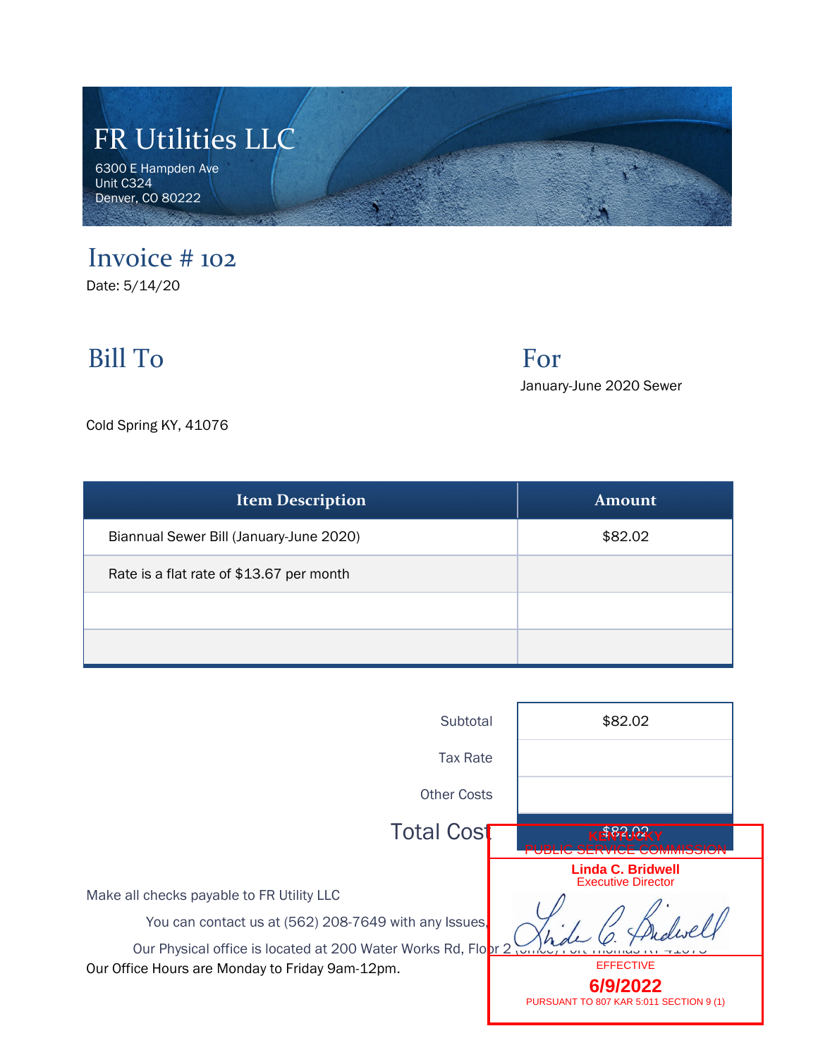# FR Utilities LLC

6300 E Hampden Ave
Unit C324
Denver, CO 80222

## Invoice # 102

Date: 5/14/20

## Bill To

Cold Spring KY, 41076

## For

January-June 2020 Sewer

| Item Description | Amount |
|---|---|
| Biannual Sewer Bill (January-June 2020) | $82.02 |
| Rate is a flat rate of $13.67 per month | |
| | |
| | |

| | |
|---|---|
| Subtotal | $82.02 |
| Tax Rate | |
| Other Costs | |
| **Total Cost** | $82.02 |

Make all checks payable to FR Utility LLC

You can contact us at (562) 208-7649 with any Issues,

Our Physical office is located at 200 Water Works Rd, Floor 2 (office) Fort Thomas KY 41075

Our Office Hours are Monday to Friday 9am-12pm.

KENTUCKY
PUBLIC SERVICE COMMISSION

**Linda C. Bridwell**
Executive Director

EFFECTIVE
**6/9/2022**
PURSUANT TO 807 KAR 5:011 SECTION 9 (1)